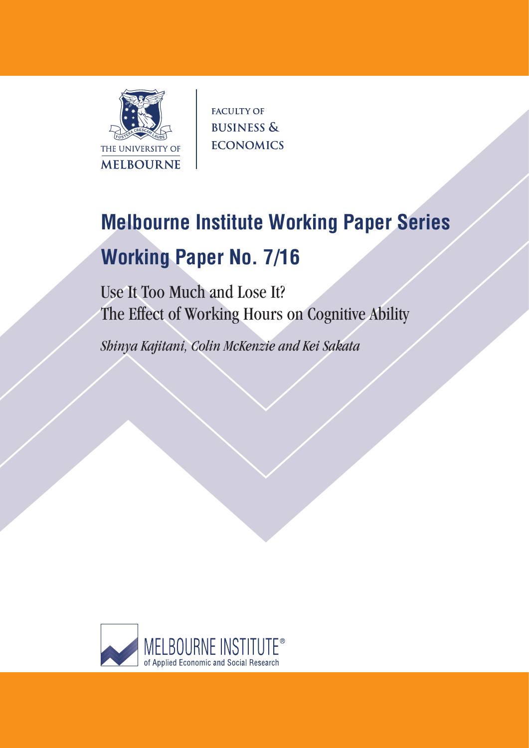FACULTY OF
BUSINESS &
ECONOMICS

THE UNIVERSITY OF
MELBOURNE

# Melbourne Institute Working Paper Series

# Working Paper No. 7/16

## Use It Too Much and Lose It?
## The Effect of Working Hours on Cognitive Ability

*Shinya Kajitani, Colin McKenzie and Kei Sakata*

MELBOURNE INSTITUTE®
of Applied Economic and Social Research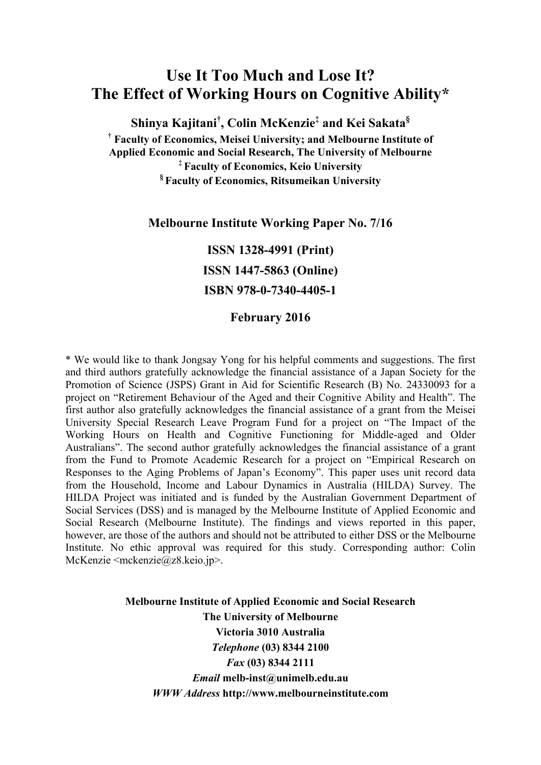# Use It Too Much and Lose It? The Effect of Working Hours on Cognitive Ability*

**Shinya Kajitani[†], Colin McKenzie[‡] and Kei Sakata[§]**

**[†] Faculty of Economics, Meisei University; and Melbourne Institute of Applied Economic and Social Research, The University of Melbourne**

**[‡] Faculty of Economics, Keio University**

**[§] Faculty of Economics, Ritsumeikan University**

**Melbourne Institute Working Paper No. 7/16**

**ISSN 1328-4991 (Print)**

**ISSN 1447-5863 (Online)**

**ISBN 978-0-7340-4405-1**

**February 2016**

* We would like to thank Jongsay Yong for his helpful comments and suggestions. The first and third authors gratefully acknowledge the financial assistance of a Japan Society for the Promotion of Science (JSPS) Grant in Aid for Scientific Research (B) No. 24330093 for a project on "Retirement Behaviour of the Aged and their Cognitive Ability and Health". The first author also gratefully acknowledges the financial assistance of a grant from the Meisei University Special Research Leave Program Fund for a project on "The Impact of the Working Hours on Health and Cognitive Functioning for Middle-aged and Older Australians". The second author gratefully acknowledges the financial assistance of a grant from the Fund to Promote Academic Research for a project on "Empirical Research on Responses to the Aging Problems of Japan's Economy". This paper uses unit record data from the Household, Income and Labour Dynamics in Australia (HILDA) Survey. The HILDA Project was initiated and is funded by the Australian Government Department of Social Services (DSS) and is managed by the Melbourne Institute of Applied Economic and Social Research (Melbourne Institute). The findings and views reported in this paper, however, are those of the authors and should not be attributed to either DSS or the Melbourne Institute. No ethic approval was required for this study. Corresponding author: Colin McKenzie <mckenzie@z8.keio.jp>.

**Melbourne Institute of Applied Economic and Social Research**
**The University of Melbourne**
**Victoria 3010 Australia**
***Telephone*** **(03) 8344 2100**
***Fax*** **(03) 8344 2111**
***Email*** **melb-inst@unimelb.edu.au**
***WWW Address*** **http://www.melbourneinstitute.com**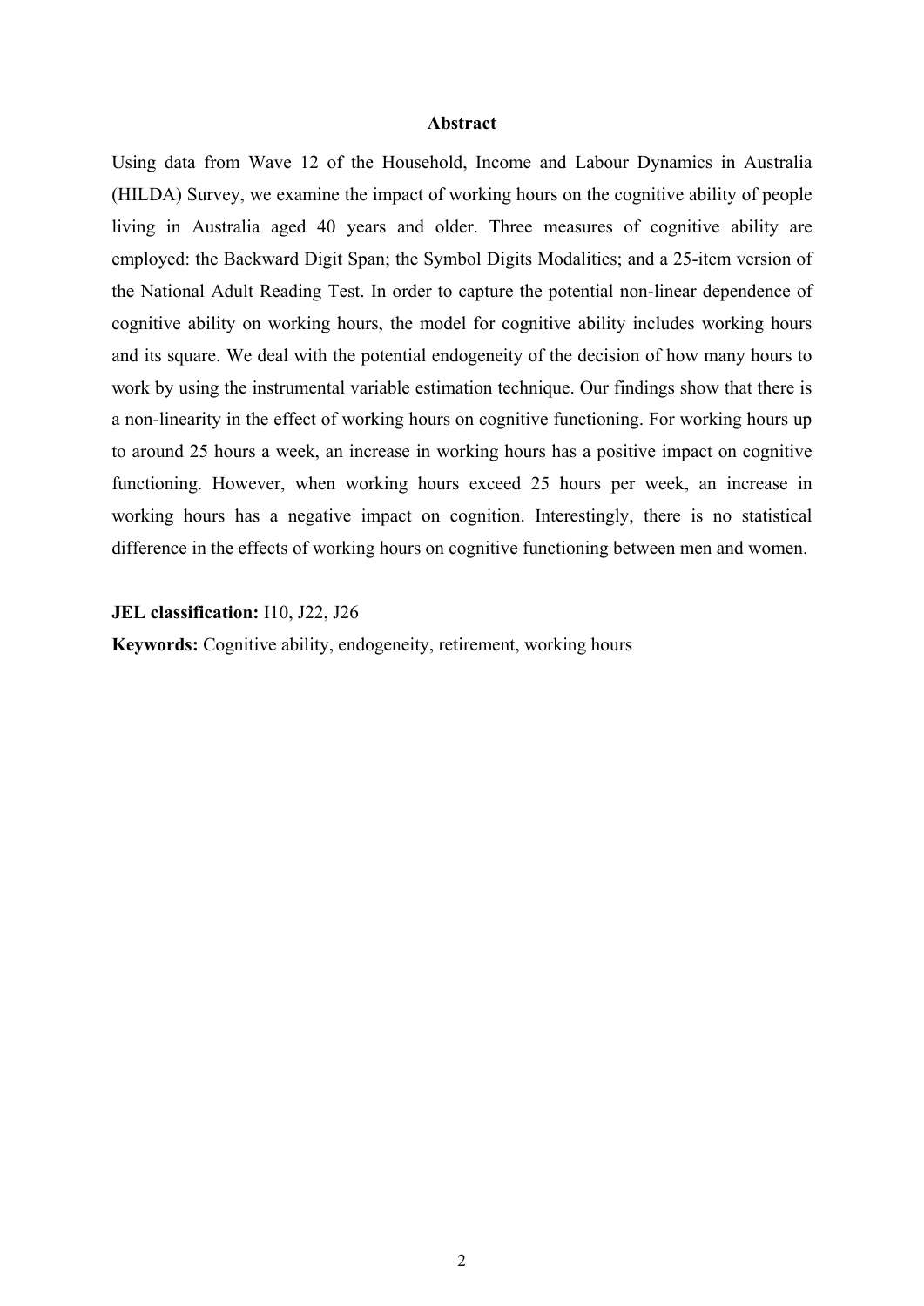## Abstract

Using data from Wave 12 of the Household, Income and Labour Dynamics in Australia (HILDA) Survey, we examine the impact of working hours on the cognitive ability of people living in Australia aged 40 years and older. Three measures of cognitive ability are employed: the Backward Digit Span; the Symbol Digits Modalities; and a 25-item version of the National Adult Reading Test. In order to capture the potential non-linear dependence of cognitive ability on working hours, the model for cognitive ability includes working hours and its square. We deal with the potential endogeneity of the decision of how many hours to work by using the instrumental variable estimation technique. Our findings show that there is a non-linearity in the effect of working hours on cognitive functioning. For working hours up to around 25 hours a week, an increase in working hours has a positive impact on cognitive functioning. However, when working hours exceed 25 hours per week, an increase in working hours has a negative impact on cognition. Interestingly, there is no statistical difference in the effects of working hours on cognitive functioning between men and women.

**JEL classification:** I10, J22, J26

**Keywords:** Cognitive ability, endogeneity, retirement, working hours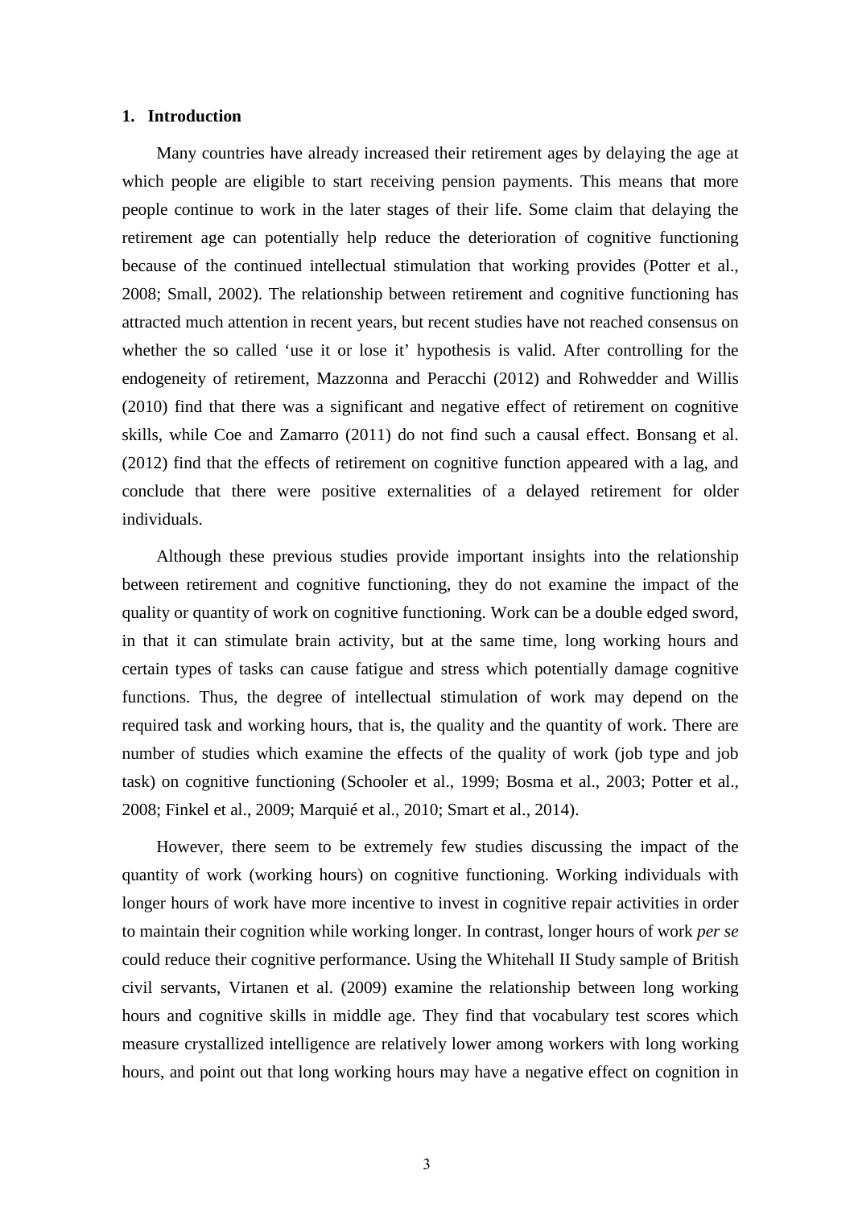## 1. Introduction

Many countries have already increased their retirement ages by delaying the age at which people are eligible to start receiving pension payments. This means that more people continue to work in the later stages of their life. Some claim that delaying the retirement age can potentially help reduce the deterioration of cognitive functioning because of the continued intellectual stimulation that working provides (Potter et al., 2008; Small, 2002). The relationship between retirement and cognitive functioning has attracted much attention in recent years, but recent studies have not reached consensus on whether the so called 'use it or lose it' hypothesis is valid. After controlling for the endogeneity of retirement, Mazzonna and Peracchi (2012) and Rohwedder and Willis (2010) find that there was a significant and negative effect of retirement on cognitive skills, while Coe and Zamarro (2011) do not find such a causal effect. Bonsang et al. (2012) find that the effects of retirement on cognitive function appeared with a lag, and conclude that there were positive externalities of a delayed retirement for older individuals.

Although these previous studies provide important insights into the relationship between retirement and cognitive functioning, they do not examine the impact of the quality or quantity of work on cognitive functioning. Work can be a double edged sword, in that it can stimulate brain activity, but at the same time, long working hours and certain types of tasks can cause fatigue and stress which potentially damage cognitive functions. Thus, the degree of intellectual stimulation of work may depend on the required task and working hours, that is, the quality and the quantity of work. There are number of studies which examine the effects of the quality of work (job type and job task) on cognitive functioning (Schooler et al., 1999; Bosma et al., 2003; Potter et al., 2008; Finkel et al., 2009; Marquié et al., 2010; Smart et al., 2014).

However, there seem to be extremely few studies discussing the impact of the quantity of work (working hours) on cognitive functioning. Working individuals with longer hours of work have more incentive to invest in cognitive repair activities in order to maintain their cognition while working longer. In contrast, longer hours of work *per se* could reduce their cognitive performance. Using the Whitehall II Study sample of British civil servants, Virtanen et al. (2009) examine the relationship between long working hours and cognitive skills in middle age. They find that vocabulary test scores which measure crystallized intelligence are relatively lower among workers with long working hours, and point out that long working hours may have a negative effect on cognition in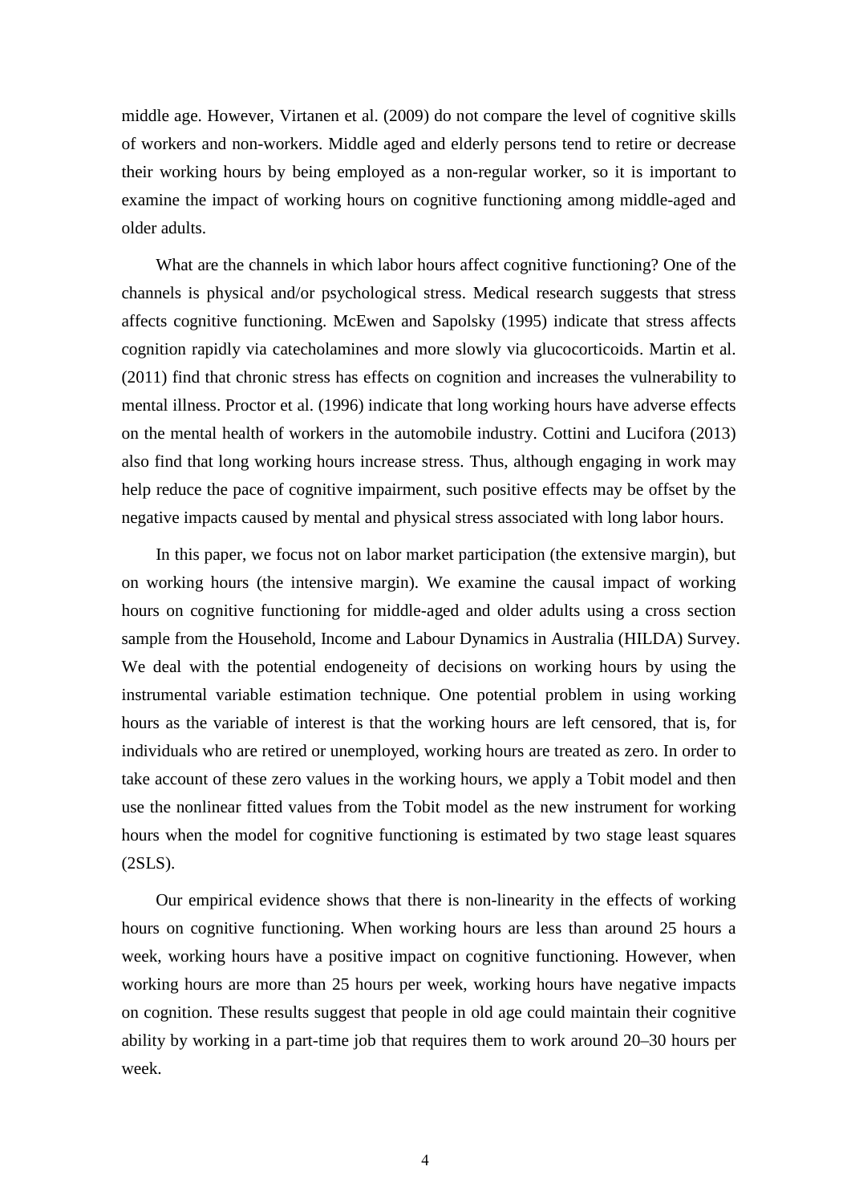middle age. However, Virtanen et al. (2009) do not compare the level of cognitive skills of workers and non-workers. Middle aged and elderly persons tend to retire or decrease their working hours by being employed as a non-regular worker, so it is important to examine the impact of working hours on cognitive functioning among middle-aged and older adults.

What are the channels in which labor hours affect cognitive functioning? One of the channels is physical and/or psychological stress. Medical research suggests that stress affects cognitive functioning. McEwen and Sapolsky (1995) indicate that stress affects cognition rapidly via catecholamines and more slowly via glucocorticoids. Martin et al. (2011) find that chronic stress has effects on cognition and increases the vulnerability to mental illness. Proctor et al. (1996) indicate that long working hours have adverse effects on the mental health of workers in the automobile industry. Cottini and Lucifora (2013) also find that long working hours increase stress. Thus, although engaging in work may help reduce the pace of cognitive impairment, such positive effects may be offset by the negative impacts caused by mental and physical stress associated with long labor hours.

In this paper, we focus not on labor market participation (the extensive margin), but on working hours (the intensive margin). We examine the causal impact of working hours on cognitive functioning for middle-aged and older adults using a cross section sample from the Household, Income and Labour Dynamics in Australia (HILDA) Survey. We deal with the potential endogeneity of decisions on working hours by using the instrumental variable estimation technique. One potential problem in using working hours as the variable of interest is that the working hours are left censored, that is, for individuals who are retired or unemployed, working hours are treated as zero. In order to take account of these zero values in the working hours, we apply a Tobit model and then use the nonlinear fitted values from the Tobit model as the new instrument for working hours when the model for cognitive functioning is estimated by two stage least squares (2SLS).

Our empirical evidence shows that there is non-linearity in the effects of working hours on cognitive functioning. When working hours are less than around 25 hours a week, working hours have a positive impact on cognitive functioning. However, when working hours are more than 25 hours per week, working hours have negative impacts on cognition. These results suggest that people in old age could maintain their cognitive ability by working in a part-time job that requires them to work around 20–30 hours per week.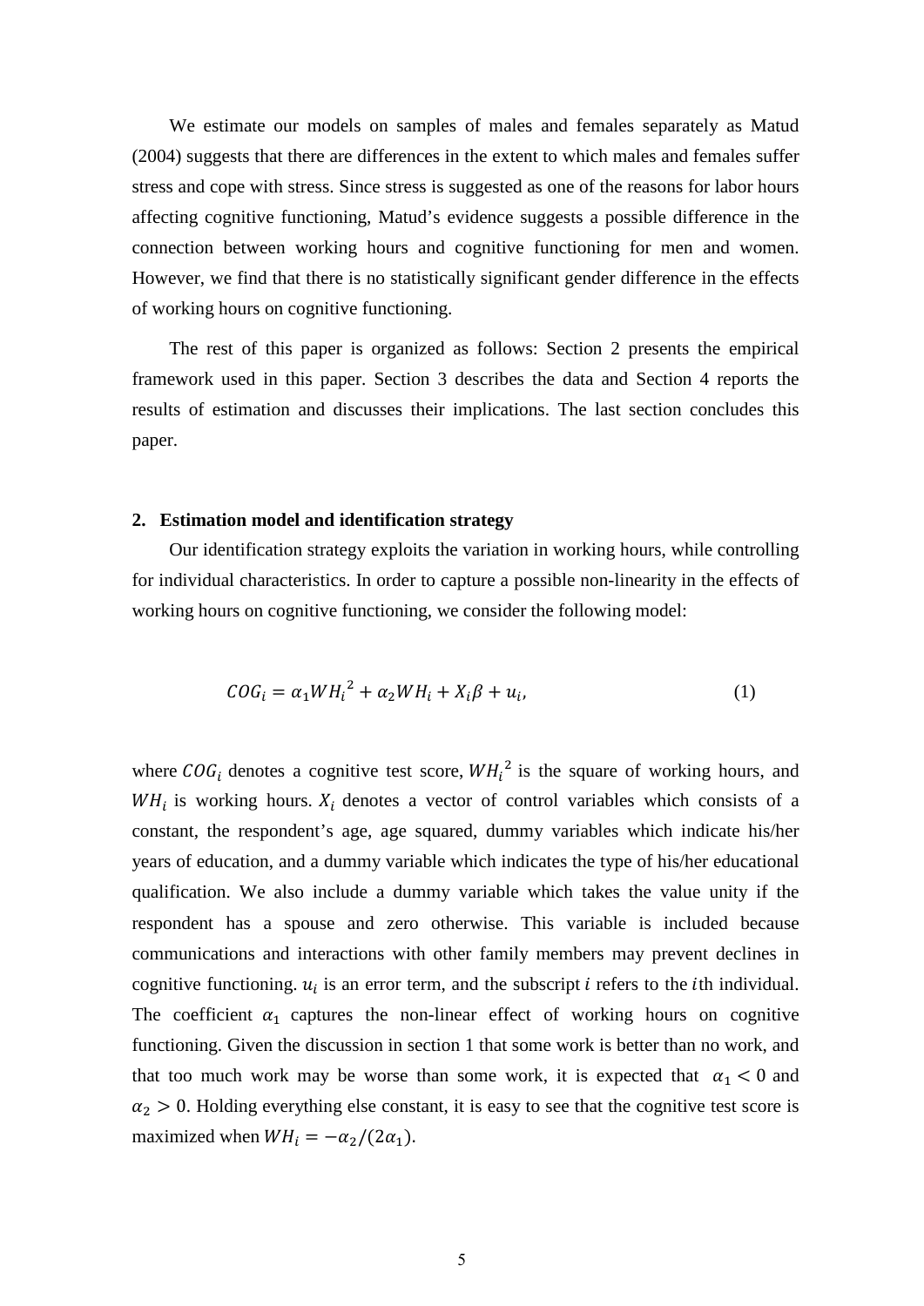We estimate our models on samples of males and females separately as Matud (2004) suggests that there are differences in the extent to which males and females suffer stress and cope with stress. Since stress is suggested as one of the reasons for labor hours affecting cognitive functioning, Matud's evidence suggests a possible difference in the connection between working hours and cognitive functioning for men and women. However, we find that there is no statistically significant gender difference in the effects of working hours on cognitive functioning.

The rest of this paper is organized as follows: Section 2 presents the empirical framework used in this paper. Section 3 describes the data and Section 4 reports the results of estimation and discusses their implications. The last section concludes this paper.

## 2. Estimation model and identification strategy

Our identification strategy exploits the variation in working hours, while controlling for individual characteristics. In order to capture a possible non-linearity in the effects of working hours on cognitive functioning, we consider the following model:

$$COG_i = \alpha_1 {WH_i}^2 + \alpha_2 WH_i + X_i\beta + u_i, \tag{1}$$

where $COG_i$ denotes a cognitive test score, ${WH_i}^2$ is the square of working hours, and $WH_i$ is working hours. $X_i$ denotes a vector of control variables which consists of a constant, the respondent's age, age squared, dummy variables which indicate his/her years of education, and a dummy variable which indicates the type of his/her educational qualification. We also include a dummy variable which takes the value unity if the respondent has a spouse and zero otherwise. This variable is included because communications and interactions with other family members may prevent declines in cognitive functioning. $u_i$ is an error term, and the subscript $i$ refers to the $i$th individual. The coefficient $\alpha_1$ captures the non-linear effect of working hours on cognitive functioning. Given the discussion in section 1 that some work is better than no work, and that too much work may be worse than some work, it is expected that $\alpha_1 < 0$ and $\alpha_2 > 0$. Holding everything else constant, it is easy to see that the cognitive test score is maximized when $WH_i = -\alpha_2/(2\alpha_1)$.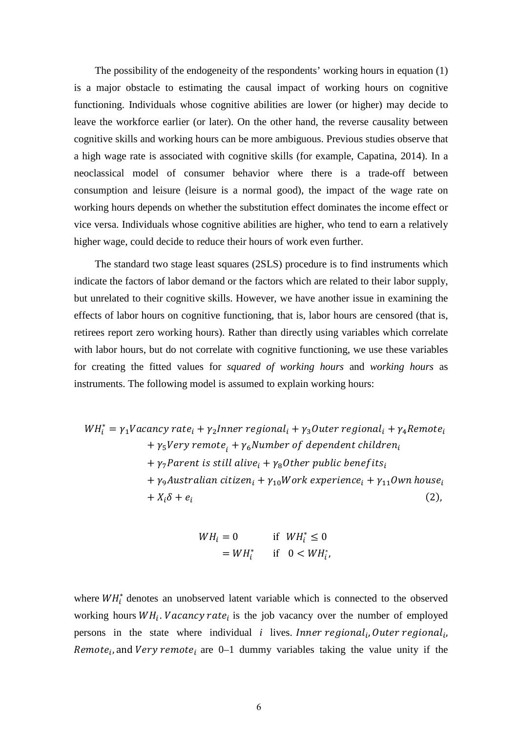The possibility of the endogeneity of the respondents' working hours in equation (1) is a major obstacle to estimating the causal impact of working hours on cognitive functioning. Individuals whose cognitive abilities are lower (or higher) may decide to leave the workforce earlier (or later). On the other hand, the reverse causality between cognitive skills and working hours can be more ambiguous. Previous studies observe that a high wage rate is associated with cognitive skills (for example, Capatina, 2014). In a neoclassical model of consumer behavior where there is a trade-off between consumption and leisure (leisure is a normal good), the impact of the wage rate on working hours depends on whether the substitution effect dominates the income effect or vice versa. Individuals whose cognitive abilities are higher, who tend to earn a relatively higher wage, could decide to reduce their hours of work even further.

The standard two stage least squares (2SLS) procedure is to find instruments which indicate the factors of labor demand or the factors which are related to their labor supply, but unrelated to their cognitive skills. However, we have another issue in examining the effects of labor hours on cognitive functioning, that is, labor hours are censored (that is, retirees report zero working hours). Rather than directly using variables which correlate with labor hours, but do not correlate with cognitive functioning, we use these variables for creating the fitted values for *squared of working hours* and *working hours* as instruments. The following model is assumed to explain working hours:

$$
\begin{aligned}
WH_i^* = {} & \gamma_1 Vacancy\ rate_i + \gamma_2 Inner\ regional_i + \gamma_3 Outer\ regional_i + \gamma_4 Remote_i \\
& + \gamma_5 Very\ remote_i + \gamma_6 Number\ of\ dependent\ children_i \\
& + \gamma_7 Parent\ is\ still\ alive_i + \gamma_8 Other\ public\ benefits_i \\
& + \gamma_9 Australian\ citizen_i + \gamma_{10} Work\ experience_i + \gamma_{11} Own\ house_i \\
& + X_i \delta + e_i \qquad (2),
\end{aligned}
$$

$$
\begin{aligned}
WH_i &= 0 && \text{if } WH_i^* \leq 0 \\
&= WH_i^* && \text{if } 0 < WH_i^*,
\end{aligned}
$$

where $WH_i^*$ denotes an unobserved latent variable which is connected to the observed working hours $WH_i$. $Vacancy\ rate_i$ is the job vacancy over the number of employed persons in the state where individual $i$ lives. $Inner\ regional_i$, $Outer\ regional_i$, $Remote_i$, and $Very\ remote_i$ are 0–1 dummy variables taking the value unity if the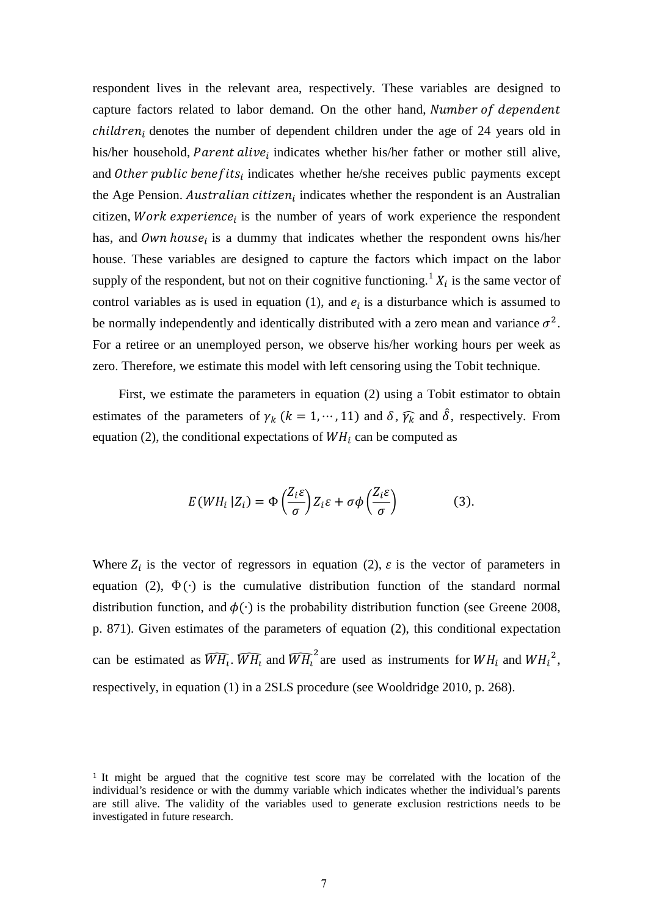respondent lives in the relevant area, respectively. These variables are designed to capture factors related to labor demand. On the other hand, $Number\ of\ dependent\ children_i$ denotes the number of dependent children under the age of 24 years old in his/her household, $Parent\ alive_i$ indicates whether his/her father or mother still alive, and $Other\ public\ benefits_i$ indicates whether he/she receives public payments except the Age Pension. $Australian\ citizen_i$ indicates whether the respondent is an Australian citizen, $Work\ experience_i$ is the number of years of work experience the respondent has, and $Own\ house_i$ is a dummy that indicates whether the respondent owns his/her house. These variables are designed to capture the factors which impact on the labor supply of the respondent, but not on their cognitive functioning.[1] $X_i$ is the same vector of control variables as is used in equation (1), and $e_i$ is a disturbance which is assumed to be normally independently and identically distributed with a zero mean and variance $\sigma^2$. For a retiree or an unemployed person, we observe his/her working hours per week as zero. Therefore, we estimate this model with left censoring using the Tobit technique.

First, we estimate the parameters in equation (2) using a Tobit estimator to obtain estimates of the parameters of $\gamma_k$ $(k = 1, \cdots, 11)$ and $\delta$, $\widehat{\gamma_k}$ and $\hat{\delta}$, respectively. From equation (2), the conditional expectations of $WH_i$ can be computed as

$$E(WH_i\,|Z_i) = \Phi\left(\frac{Z_i\varepsilon}{\sigma}\right)Z_i\varepsilon + \sigma\phi\left(\frac{Z_i\varepsilon}{\sigma}\right) \qquad (3).$$

Where $Z_i$ is the vector of regressors in equation (2), $\varepsilon$ is the vector of parameters in equation (2), $\Phi(\cdot)$ is the cumulative distribution function of the standard normal distribution function, and $\phi(\cdot)$ is the probability distribution function (see Greene 2008, p. 871). Given estimates of the parameters of equation (2), this conditional expectation can be estimated as $\widehat{WH_i}$. $\widehat{WH_i}$ and $\widehat{WH_i}^2$ are used as instruments for $WH_i$ and $WH_i^{\ 2}$, respectively, in equation (1) in a 2SLS procedure (see Wooldridge 2010, p. 268).

[1] It might be argued that the cognitive test score may be correlated with the location of the individual's residence or with the dummy variable which indicates whether the individual's parents are still alive. The validity of the variables used to generate exclusion restrictions needs to be investigated in future research.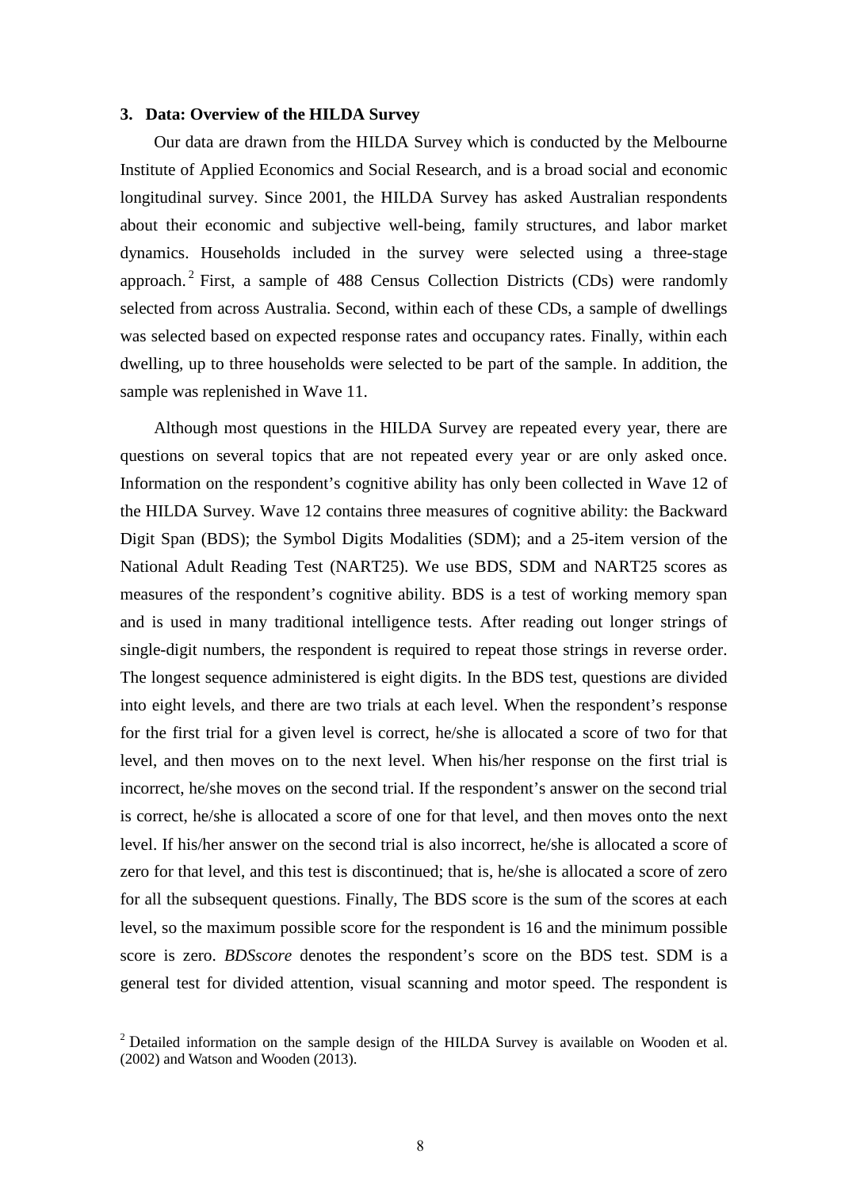## 3. Data: Overview of the HILDA Survey

Our data are drawn from the HILDA Survey which is conducted by the Melbourne Institute of Applied Economics and Social Research, and is a broad social and economic longitudinal survey. Since 2001, the HILDA Survey has asked Australian respondents about their economic and subjective well-being, family structures, and labor market dynamics. Households included in the survey were selected using a three-stage approach.[2] First, a sample of 488 Census Collection Districts (CDs) were randomly selected from across Australia. Second, within each of these CDs, a sample of dwellings was selected based on expected response rates and occupancy rates. Finally, within each dwelling, up to three households were selected to be part of the sample. In addition, the sample was replenished in Wave 11.

Although most questions in the HILDA Survey are repeated every year, there are questions on several topics that are not repeated every year or are only asked once. Information on the respondent's cognitive ability has only been collected in Wave 12 of the HILDA Survey. Wave 12 contains three measures of cognitive ability: the Backward Digit Span (BDS); the Symbol Digits Modalities (SDM); and a 25-item version of the National Adult Reading Test (NART25). We use BDS, SDM and NART25 scores as measures of the respondent's cognitive ability. BDS is a test of working memory span and is used in many traditional intelligence tests. After reading out longer strings of single-digit numbers, the respondent is required to repeat those strings in reverse order. The longest sequence administered is eight digits. In the BDS test, questions are divided into eight levels, and there are two trials at each level. When the respondent's response for the first trial for a given level is correct, he/she is allocated a score of two for that level, and then moves on to the next level. When his/her response on the first trial is incorrect, he/she moves on the second trial. If the respondent's answer on the second trial is correct, he/she is allocated a score of one for that level, and then moves onto the next level. If his/her answer on the second trial is also incorrect, he/she is allocated a score of zero for that level, and this test is discontinued; that is, he/she is allocated a score of zero for all the subsequent questions. Finally, The BDS score is the sum of the scores at each level, so the maximum possible score for the respondent is 16 and the minimum possible score is zero. *BDSscore* denotes the respondent's score on the BDS test. SDM is a general test for divided attention, visual scanning and motor speed. The respondent is

[2] Detailed information on the sample design of the HILDA Survey is available on Wooden et al. (2002) and Watson and Wooden (2013).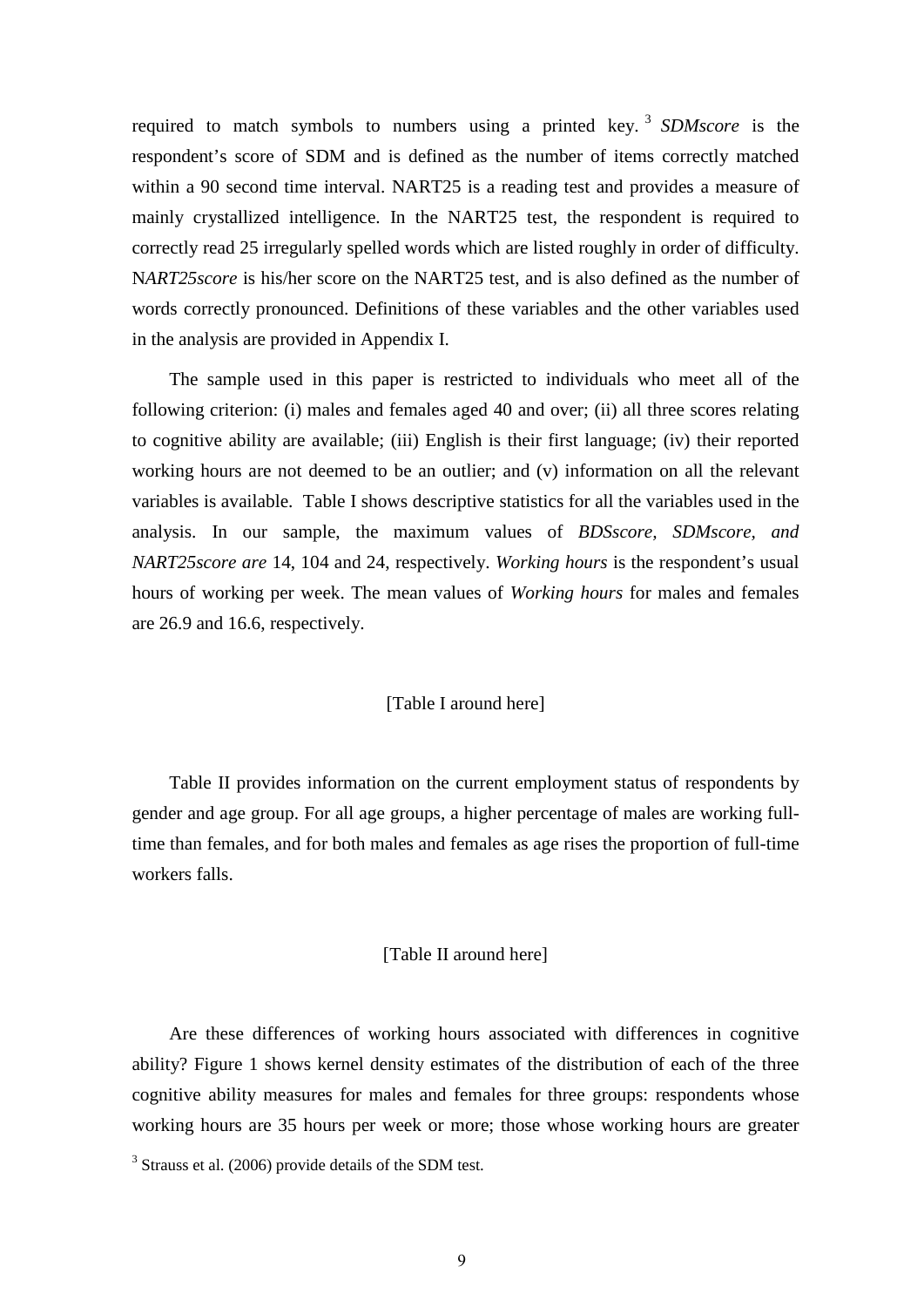required to match symbols to numbers using a printed key.[3] *SDMscore* is the respondent's score of SDM and is defined as the number of items correctly matched within a 90 second time interval. NART25 is a reading test and provides a measure of mainly crystallized intelligence. In the NART25 test, the respondent is required to correctly read 25 irregularly spelled words which are listed roughly in order of difficulty. N*ART25score* is his/her score on the NART25 test, and is also defined as the number of words correctly pronounced. Definitions of these variables and the other variables used in the analysis are provided in Appendix I.

The sample used in this paper is restricted to individuals who meet all of the following criterion: (i) males and females aged 40 and over; (ii) all three scores relating to cognitive ability are available; (iii) English is their first language; (iv) their reported working hours are not deemed to be an outlier; and (v) information on all the relevant variables is available. Table I shows descriptive statistics for all the variables used in the analysis. In our sample, the maximum values of *BDSscore*, *SDMscore*, *and NART25score are* 14, 104 and 24, respectively. *Working hours* is the respondent's usual hours of working per week. The mean values of *Working hours* for males and females are 26.9 and 16.6, respectively.

[Table I around here]

Table II provides information on the current employment status of respondents by gender and age group. For all age groups, a higher percentage of males are working full-time than females, and for both males and females as age rises the proportion of full-time workers falls.

[Table II around here]

Are these differences of working hours associated with differences in cognitive ability? Figure 1 shows kernel density estimates of the distribution of each of the three cognitive ability measures for males and females for three groups: respondents whose working hours are 35 hours per week or more; those whose working hours are greater

[3] Strauss et al. (2006) provide details of the SDM test.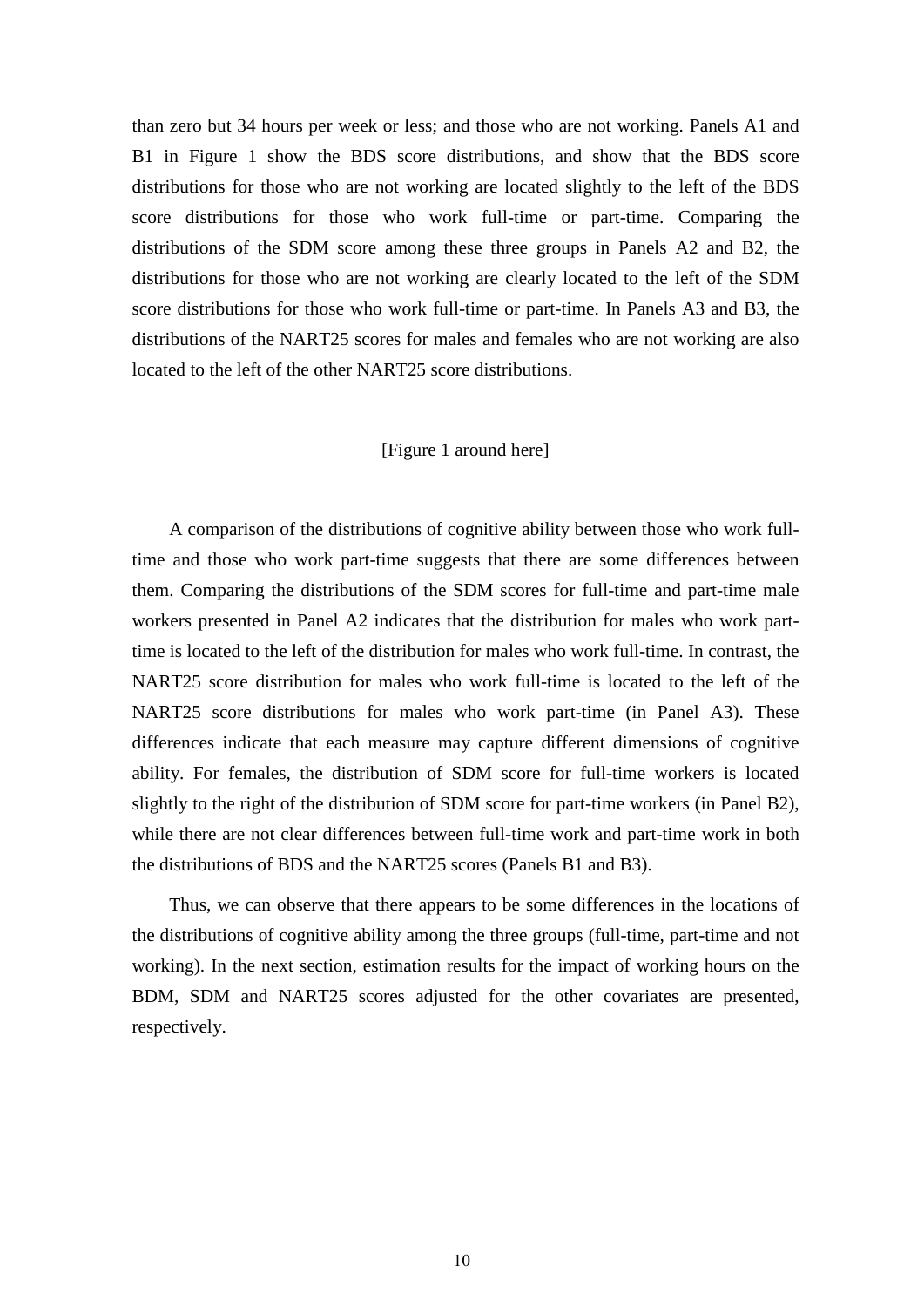than zero but 34 hours per week or less; and those who are not working. Panels A1 and B1 in Figure 1 show the BDS score distributions, and show that the BDS score distributions for those who are not working are located slightly to the left of the BDS score distributions for those who work full-time or part-time. Comparing the distributions of the SDM score among these three groups in Panels A2 and B2, the distributions for those who are not working are clearly located to the left of the SDM score distributions for those who work full-time or part-time. In Panels A3 and B3, the distributions of the NART25 scores for males and females who are not working are also located to the left of the other NART25 score distributions.

[Figure 1 around here]

A comparison of the distributions of cognitive ability between those who work full-time and those who work part-time suggests that there are some differences between them. Comparing the distributions of the SDM scores for full-time and part-time male workers presented in Panel A2 indicates that the distribution for males who work part-time is located to the left of the distribution for males who work full-time. In contrast, the NART25 score distribution for males who work full-time is located to the left of the NART25 score distributions for males who work part-time (in Panel A3). These differences indicate that each measure may capture different dimensions of cognitive ability. For females, the distribution of SDM score for full-time workers is located slightly to the right of the distribution of SDM score for part-time workers (in Panel B2), while there are not clear differences between full-time work and part-time work in both the distributions of BDS and the NART25 scores (Panels B1 and B3).

Thus, we can observe that there appears to be some differences in the locations of the distributions of cognitive ability among the three groups (full-time, part-time and not working). In the next section, estimation results for the impact of working hours on the BDM, SDM and NART25 scores adjusted for the other covariates are presented, respectively.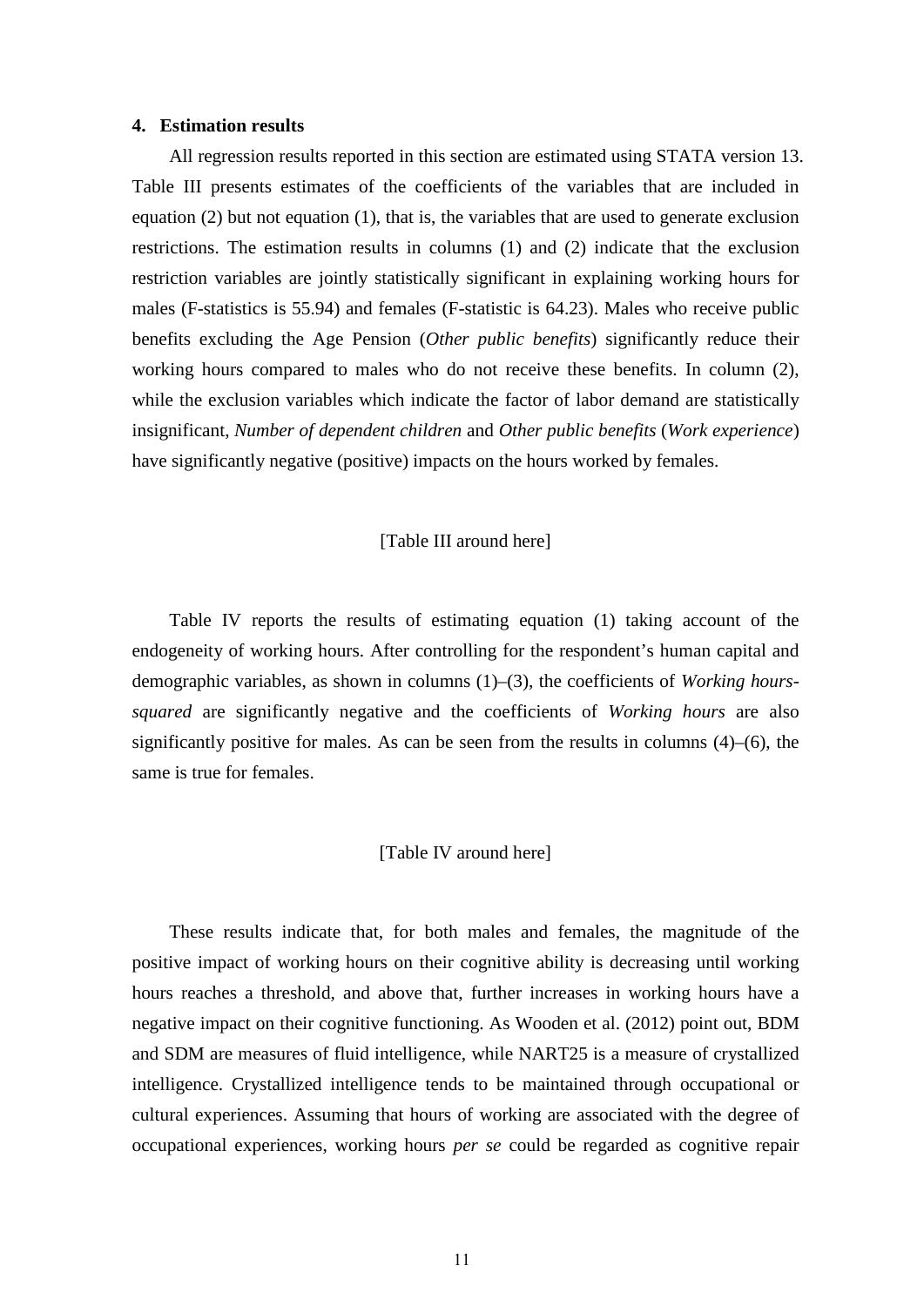## 4. Estimation results

All regression results reported in this section are estimated using STATA version 13. Table III presents estimates of the coefficients of the variables that are included in equation (2) but not equation (1), that is, the variables that are used to generate exclusion restrictions. The estimation results in columns (1) and (2) indicate that the exclusion restriction variables are jointly statistically significant in explaining working hours for males (F-statistics is 55.94) and females (F-statistic is 64.23). Males who receive public benefits excluding the Age Pension (*Other public benefits*) significantly reduce their working hours compared to males who do not receive these benefits. In column (2), while the exclusion variables which indicate the factor of labor demand are statistically insignificant, *Number of dependent children* and *Other public benefits* (*Work experience*) have significantly negative (positive) impacts on the hours worked by females.

[Table III around here]

Table IV reports the results of estimating equation (1) taking account of the endogeneity of working hours. After controlling for the respondent's human capital and demographic variables, as shown in columns (1)–(3), the coefficients of *Working hours-squared* are significantly negative and the coefficients of *Working hours* are also significantly positive for males. As can be seen from the results in columns (4)–(6), the same is true for females.

[Table IV around here]

These results indicate that, for both males and females, the magnitude of the positive impact of working hours on their cognitive ability is decreasing until working hours reaches a threshold, and above that, further increases in working hours have a negative impact on their cognitive functioning. As Wooden et al. (2012) point out, BDM and SDM are measures of fluid intelligence, while NART25 is a measure of crystallized intelligence. Crystallized intelligence tends to be maintained through occupational or cultural experiences. Assuming that hours of working are associated with the degree of occupational experiences, working hours *per se* could be regarded as cognitive repair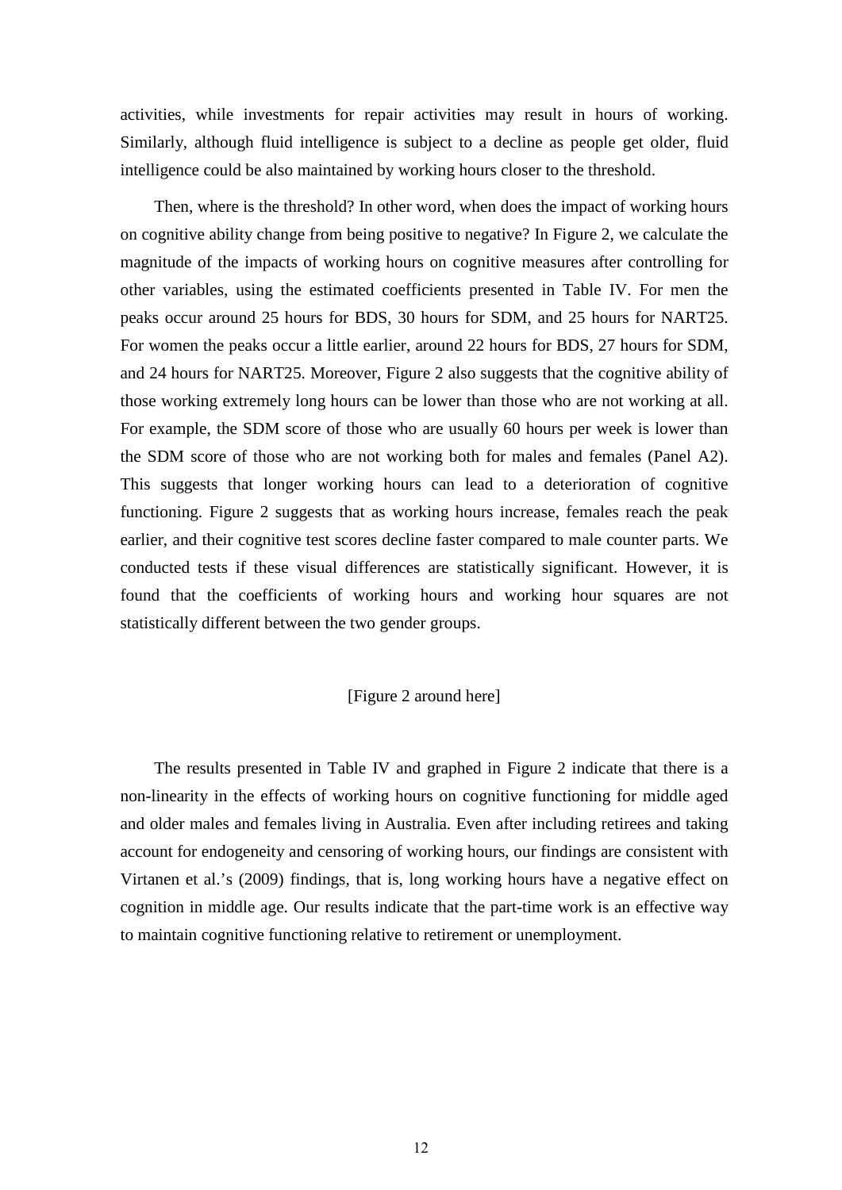activities, while investments for repair activities may result in hours of working. Similarly, although fluid intelligence is subject to a decline as people get older, fluid intelligence could be also maintained by working hours closer to the threshold.

Then, where is the threshold? In other word, when does the impact of working hours on cognitive ability change from being positive to negative? In Figure 2, we calculate the magnitude of the impacts of working hours on cognitive measures after controlling for other variables, using the estimated coefficients presented in Table IV. For men the peaks occur around 25 hours for BDS, 30 hours for SDM, and 25 hours for NART25. For women the peaks occur a little earlier, around 22 hours for BDS, 27 hours for SDM, and 24 hours for NART25. Moreover, Figure 2 also suggests that the cognitive ability of those working extremely long hours can be lower than those who are not working at all. For example, the SDM score of those who are usually 60 hours per week is lower than the SDM score of those who are not working both for males and females (Panel A2). This suggests that longer working hours can lead to a deterioration of cognitive functioning. Figure 2 suggests that as working hours increase, females reach the peak earlier, and their cognitive test scores decline faster compared to male counter parts. We conducted tests if these visual differences are statistically significant. However, it is found that the coefficients of working hours and working hour squares are not statistically different between the two gender groups.

[Figure 2 around here]

The results presented in Table IV and graphed in Figure 2 indicate that there is a non-linearity in the effects of working hours on cognitive functioning for middle aged and older males and females living in Australia. Even after including retirees and taking account for endogeneity and censoring of working hours, our findings are consistent with Virtanen et al.'s (2009) findings, that is, long working hours have a negative effect on cognition in middle age. Our results indicate that the part-time work is an effective way to maintain cognitive functioning relative to retirement or unemployment.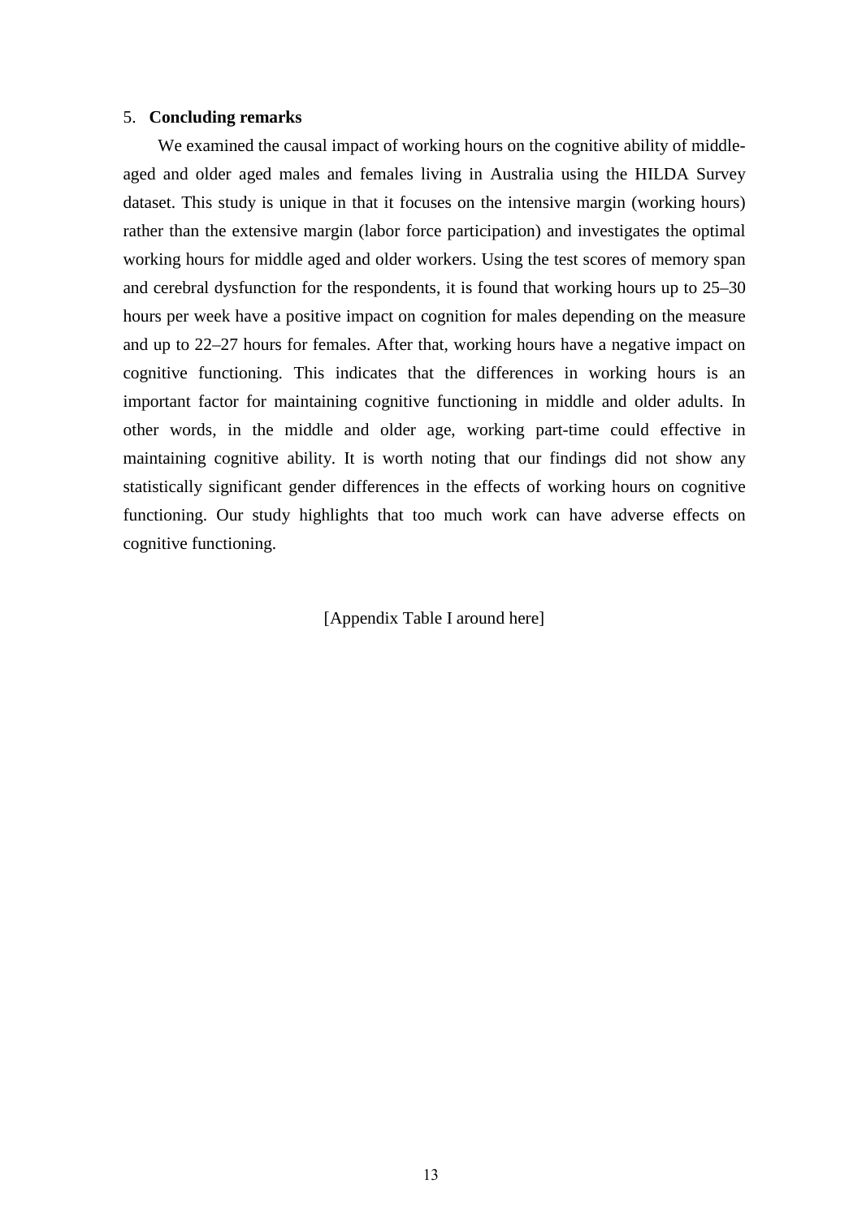## 5. **Concluding remarks**

We examined the causal impact of working hours on the cognitive ability of middle-aged and older aged males and females living in Australia using the HILDA Survey dataset. This study is unique in that it focuses on the intensive margin (working hours) rather than the extensive margin (labor force participation) and investigates the optimal working hours for middle aged and older workers. Using the test scores of memory span and cerebral dysfunction for the respondents, it is found that working hours up to 25–30 hours per week have a positive impact on cognition for males depending on the measure and up to 22–27 hours for females. After that, working hours have a negative impact on cognitive functioning. This indicates that the differences in working hours is an important factor for maintaining cognitive functioning in middle and older adults. In other words, in the middle and older age, working part-time could effective in maintaining cognitive ability. It is worth noting that our findings did not show any statistically significant gender differences in the effects of working hours on cognitive functioning. Our study highlights that too much work can have adverse effects on cognitive functioning.

[Appendix Table I around here]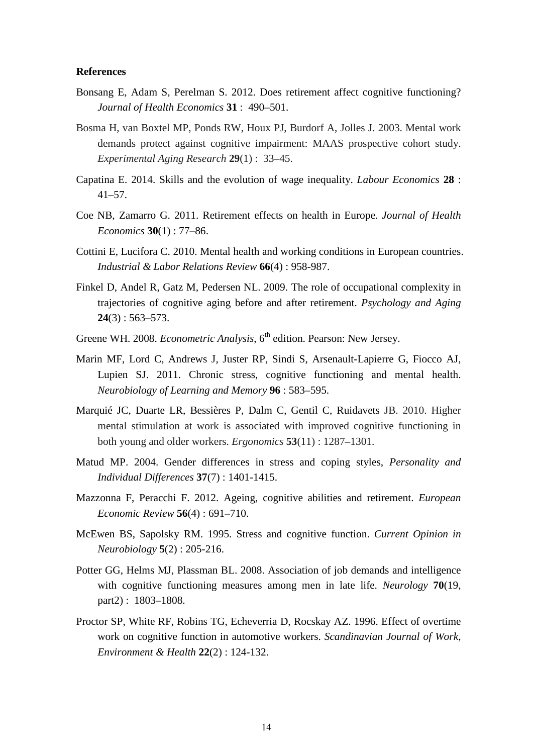**References**

Bonsang E, Adam S, Perelman S. 2012. Does retirement affect cognitive functioning? *Journal of Health Economics* **31** : 490–501.

Bosma H, van Boxtel MP, Ponds RW, Houx PJ, Burdorf A, Jolles J. 2003. Mental work demands protect against cognitive impairment: MAAS prospective cohort study. *Experimental Aging Research* **29**(1) : 33–45.

Capatina E. 2014. Skills and the evolution of wage inequality. *Labour Economics* **28** : 41–57.

Coe NB, Zamarro G. 2011. Retirement effects on health in Europe. *Journal of Health Economics* **30**(1) : 77–86.

Cottini E, Lucifora C. 2010. Mental health and working conditions in European countries. *Industrial & Labor Relations Review* **66**(4) : 958-987.

Finkel D, Andel R, Gatz M, Pedersen NL. 2009. The role of occupational complexity in trajectories of cognitive aging before and after retirement. *Psychology and Aging* **24**(3) : 563–573.

Greene WH. 2008. *Econometric Analysis*, 6th edition. Pearson: New Jersey.

Marin MF, Lord C, Andrews J, Juster RP, Sindi S, Arsenault-Lapierre G, Fiocco AJ, Lupien SJ. 2011. Chronic stress, cognitive functioning and mental health. *Neurobiology of Learning and Memory* **96** : 583–595.

Marquié JC, Duarte LR, Bessières P, Dalm C, Gentil C, Ruidavets JB. 2010. Higher mental stimulation at work is associated with improved cognitive functioning in both young and older workers. *Ergonomics* **53**(11) : 1287–1301.

Matud MP. 2004. Gender differences in stress and coping styles, *Personality and Individual Differences* **37**(7) : 1401-1415.

Mazzonna F, Peracchi F. 2012. Ageing, cognitive abilities and retirement. *European Economic Review* **56**(4) : 691–710.

McEwen BS, Sapolsky RM. 1995. Stress and cognitive function. *Current Opinion in Neurobiology* **5**(2) : 205-216.

Potter GG, Helms MJ, Plassman BL. 2008. Association of job demands and intelligence with cognitive functioning measures among men in late life. *Neurology* **70**(19, part2) : 1803–1808.

Proctor SP, White RF, Robins TG, Echeverria D, Rocskay AZ. 1996. Effect of overtime work on cognitive function in automotive workers. *Scandinavian Journal of Work, Environment & Health* **22**(2) : 124-132.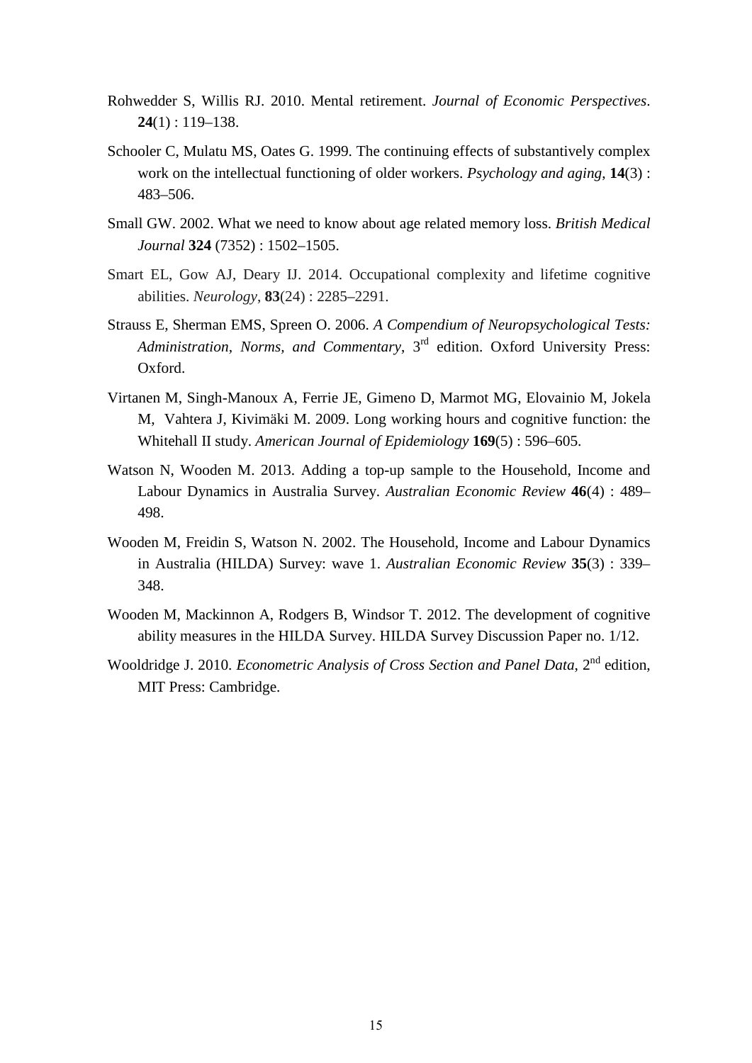Rohwedder S, Willis RJ. 2010. Mental retirement. *Journal of Economic Perspectives*. **24**(1) : 119–138.

Schooler C, Mulatu MS, Oates G. 1999. The continuing effects of substantively complex work on the intellectual functioning of older workers. *Psychology and aging*, **14**(3) : 483–506.

Small GW. 2002. What we need to know about age related memory loss. *British Medical Journal* **324** (7352) : 1502–1505.

Smart EL, Gow AJ, Deary IJ. 2014. Occupational complexity and lifetime cognitive abilities. *Neurology*, **83**(24) : 2285–2291.

Strauss E, Sherman EMS, Spreen O. 2006. *A Compendium of Neuropsychological Tests: Administration, Norms, and Commentary*, 3rd edition. Oxford University Press: Oxford.

Virtanen M, Singh-Manoux A, Ferrie JE, Gimeno D, Marmot MG, Elovainio M, Jokela M, Vahtera J, Kivimäki M. 2009. Long working hours and cognitive function: the Whitehall II study. *American Journal of Epidemiology* **169**(5) : 596–605.

Watson N, Wooden M. 2013. Adding a top-up sample to the Household, Income and Labour Dynamics in Australia Survey. *Australian Economic Review* **46**(4) : 489–498.

Wooden M, Freidin S, Watson N. 2002. The Household, Income and Labour Dynamics in Australia (HILDA) Survey: wave 1. *Australian Economic Review* **35**(3) : 339–348.

Wooden M, Mackinnon A, Rodgers B, Windsor T. 2012. The development of cognitive ability measures in the HILDA Survey. HILDA Survey Discussion Paper no. 1/12.

Wooldridge J. 2010. *Econometric Analysis of Cross Section and Panel Data*, 2nd edition, MIT Press: Cambridge.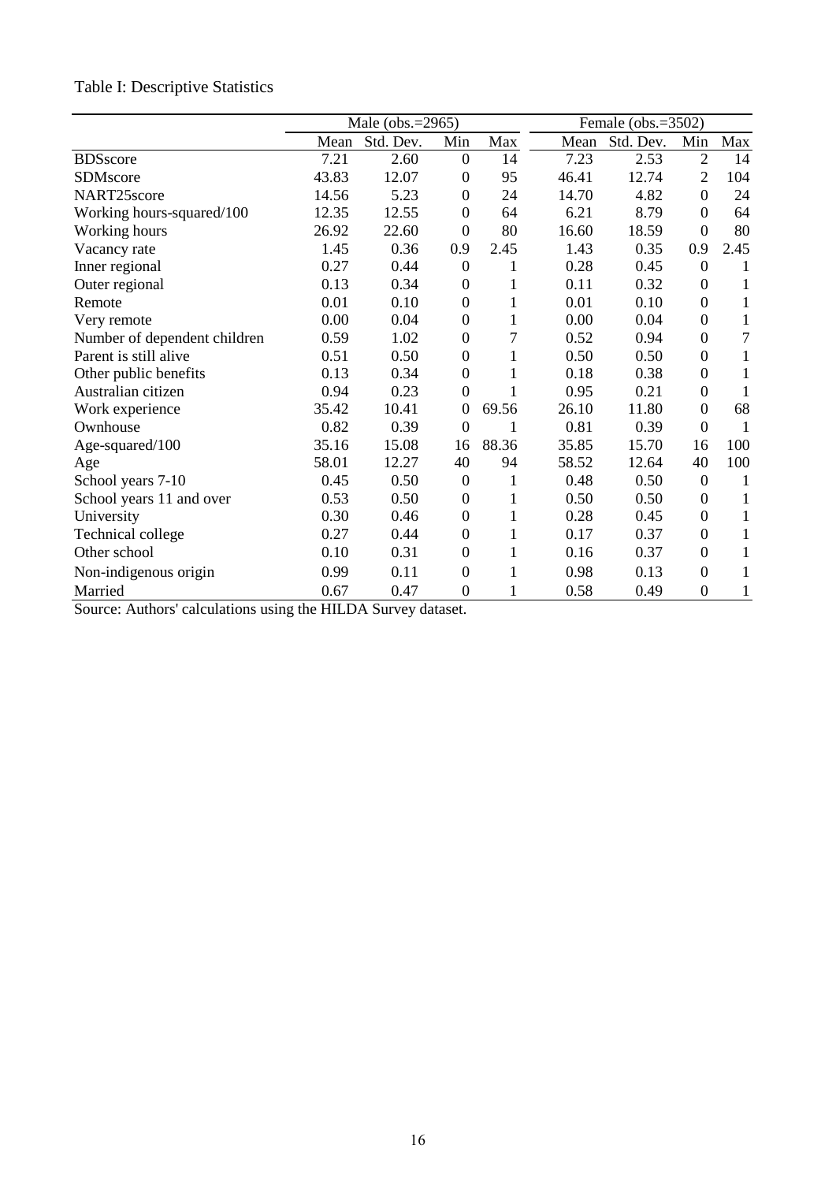Table I: Descriptive Statistics

| | Male (obs.=2965) | | | | Female (obs.=3502) | | | |
|---|---|---|---|---|---|---|---|---|
| | Mean | Std. Dev. | Min | Max | Mean | Std. Dev. | Min | Max |
| BDSscore | 7.21 | 2.60 | 0 | 14 | 7.23 | 2.53 | 2 | 14 |
| SDMscore | 43.83 | 12.07 | 0 | 95 | 46.41 | 12.74 | 2 | 104 |
| NART25score | 14.56 | 5.23 | 0 | 24 | 14.70 | 4.82 | 0 | 24 |
| Working hours-squared/100 | 12.35 | 12.55 | 0 | 64 | 6.21 | 8.79 | 0 | 64 |
| Working hours | 26.92 | 22.60 | 0 | 80 | 16.60 | 18.59 | 0 | 80 |
| Vacancy rate | 1.45 | 0.36 | 0.9 | 2.45 | 1.43 | 0.35 | 0.9 | 2.45 |
| Inner regional | 0.27 | 0.44 | 0 | 1 | 0.28 | 0.45 | 0 | 1 |
| Outer regional | 0.13 | 0.34 | 0 | 1 | 0.11 | 0.32 | 0 | 1 |
| Remote | 0.01 | 0.10 | 0 | 1 | 0.01 | 0.10 | 0 | 1 |
| Very remote | 0.00 | 0.04 | 0 | 1 | 0.00 | 0.04 | 0 | 1 |
| Number of dependent children | 0.59 | 1.02 | 0 | 7 | 0.52 | 0.94 | 0 | 7 |
| Parent is still alive | 0.51 | 0.50 | 0 | 1 | 0.50 | 0.50 | 0 | 1 |
| Other public benefits | 0.13 | 0.34 | 0 | 1 | 0.18 | 0.38 | 0 | 1 |
| Australian citizen | 0.94 | 0.23 | 0 | 1 | 0.95 | 0.21 | 0 | 1 |
| Work experience | 35.42 | 10.41 | 0 | 69.56 | 26.10 | 11.80 | 0 | 68 |
| Ownhouse | 0.82 | 0.39 | 0 | 1 | 0.81 | 0.39 | 0 | 1 |
| Age-squared/100 | 35.16 | 15.08 | 16 | 88.36 | 35.85 | 15.70 | 16 | 100 |
| Age | 58.01 | 12.27 | 40 | 94 | 58.52 | 12.64 | 40 | 100 |
| School years 7-10 | 0.45 | 0.50 | 0 | 1 | 0.48 | 0.50 | 0 | 1 |
| School years 11 and over | 0.53 | 0.50 | 0 | 1 | 0.50 | 0.50 | 0 | 1 |
| University | 0.30 | 0.46 | 0 | 1 | 0.28 | 0.45 | 0 | 1 |
| Technical college | 0.27 | 0.44 | 0 | 1 | 0.17 | 0.37 | 0 | 1 |
| Other school | 0.10 | 0.31 | 0 | 1 | 0.16 | 0.37 | 0 | 1 |
| Non-indigenous origin | 0.99 | 0.11 | 0 | 1 | 0.98 | 0.13 | 0 | 1 |
| Married | 0.67 | 0.47 | 0 | 1 | 0.58 | 0.49 | 0 | 1 |

Source: Authors' calculations using the HILDA Survey dataset.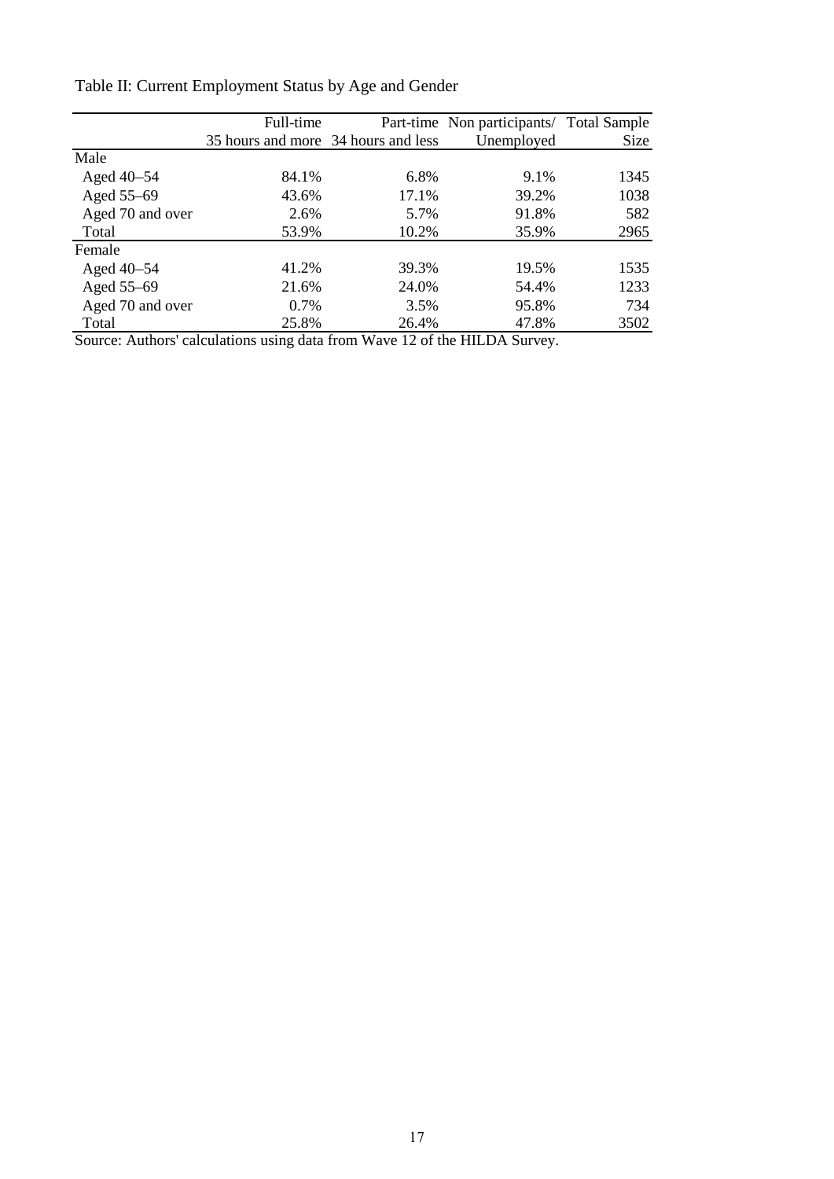Table II: Current Employment Status by Age and Gender

| | Full-time 35 hours and more | Part-time 34 hours and less | Non participants/ Unemployed | Total Sample Size |
|---|---|---|---|---|
| Male | | | | |
| Aged 40–54 | 84.1% | 6.8% | 9.1% | 1345 |
| Aged 55–69 | 43.6% | 17.1% | 39.2% | 1038 |
| Aged 70 and over | 2.6% | 5.7% | 91.8% | 582 |
| Total | 53.9% | 10.2% | 35.9% | 2965 |
| Female | | | | |
| Aged 40–54 | 41.2% | 39.3% | 19.5% | 1535 |
| Aged 55–69 | 21.6% | 24.0% | 54.4% | 1233 |
| Aged 70 and over | 0.7% | 3.5% | 95.8% | 734 |
| Total | 25.8% | 26.4% | 47.8% | 3502 |

Source: Authors' calculations using data from Wave 12 of the HILDA Survey.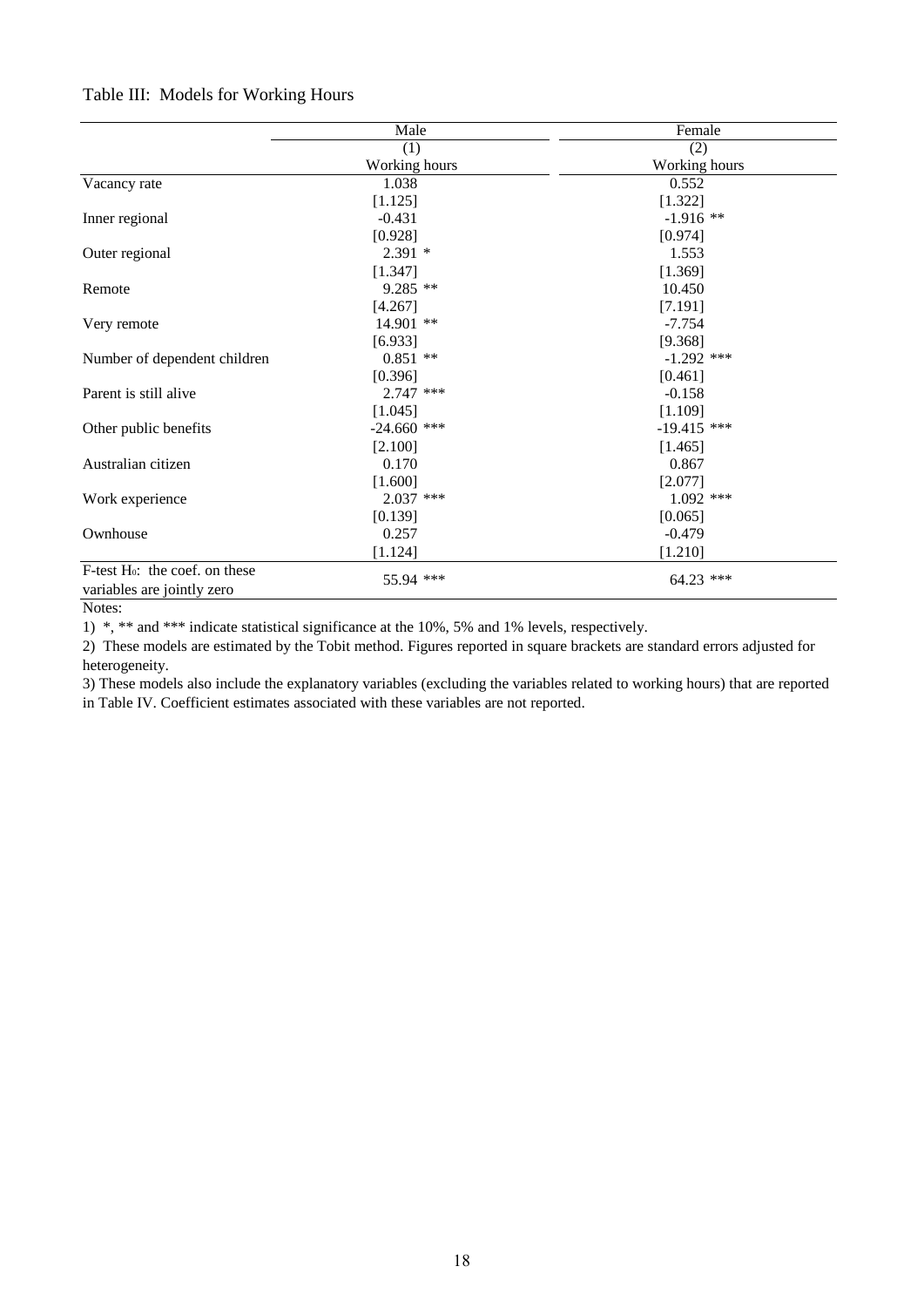Table III: Models for Working Hours

| | Male | Female |
|---|---|---|
| | (1) | (2) |
| | Working hours | Working hours |
| Vacancy rate | 1.038 | 0.552 |
| | [1.125] | [1.322] |
| Inner regional | -0.431 | -1.916 ** |
| | [0.928] | [0.974] |
| Outer regional | 2.391 * | 1.553 |
| | [1.347] | [1.369] |
| Remote | 9.285 ** | 10.450 |
| | [4.267] | [7.191] |
| Very remote | 14.901 ** | -7.754 |
| | [6.933] | [9.368] |
| Number of dependent children | 0.851 ** | -1.292 *** |
| | [0.396] | [0.461] |
| Parent is still alive | 2.747 *** | -0.158 |
| | [1.045] | [1.109] |
| Other public benefits | -24.660 *** | -19.415 *** |
| | [2.100] | [1.465] |
| Australian citizen | 0.170 | 0.867 |
| | [1.600] | [2.077] |
| Work experience | 2.037 *** | 1.092 *** |
| | [0.139] | [0.065] |
| Ownhouse | 0.257 | -0.479 |
| | [1.124] | [1.210] |
| F-test $H_0$: the coef. on these variables are jointly zero | 55.94 *** | 64.23 *** |

Notes:

1) *, ** and *** indicate statistical significance at the 10%, 5% and 1% levels, respectively.

2) These models are estimated by the Tobit method. Figures reported in square brackets are standard errors adjusted for heterogeneity.

3) These models also include the explanatory variables (excluding the variables related to working hours) that are reported in Table IV. Coefficient estimates associated with these variables are not reported.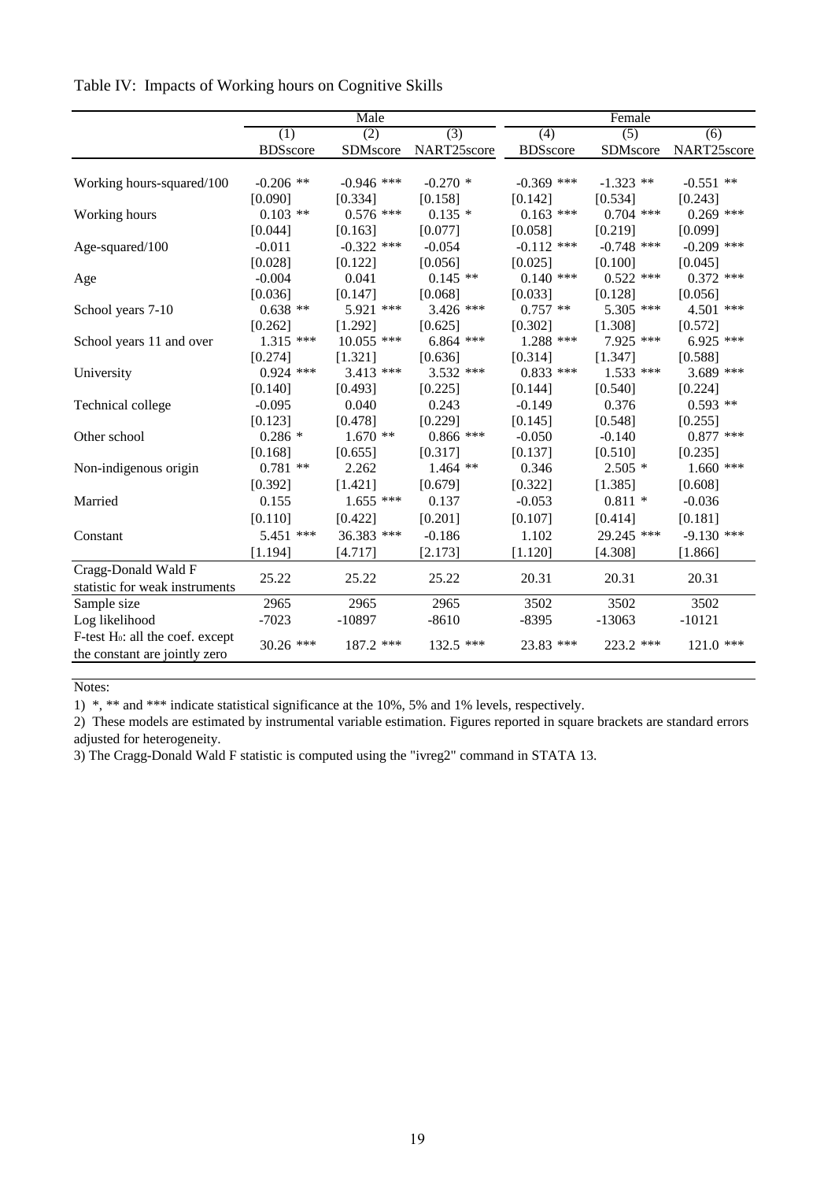Table IV: Impacts of Working hours on Cognitive Skills

| | Male | | | Female | | |
|---|---|---|---|---|---|---|
| | (1) | (2) | (3) | (4) | (5) | (6) |
| | BDSscore | SDMscore | NART25score | BDSscore | SDMscore | NART25score |
| Working hours-squared/100 | -0.206 ** | -0.946 *** | -0.270 * | -0.369 *** | -1.323 ** | -0.551 ** |
| | [0.090] | [0.334] | [0.158] | [0.142] | [0.534] | [0.243] |
| Working hours | 0.103 ** | 0.576 *** | 0.135 * | 0.163 *** | 0.704 *** | 0.269 *** |
| | [0.044] | [0.163] | [0.077] | [0.058] | [0.219] | [0.099] |
| Age-squared/100 | -0.011 | -0.322 *** | -0.054 | -0.112 *** | -0.748 *** | -0.209 *** |
| | [0.028] | [0.122] | [0.056] | [0.025] | [0.100] | [0.045] |
| Age | -0.004 | 0.041 | 0.145 ** | 0.140 *** | 0.522 *** | 0.372 *** |
| | [0.036] | [0.147] | [0.068] | [0.033] | [0.128] | [0.056] |
| School years 7-10 | 0.638 ** | 5.921 *** | 3.426 *** | 0.757 ** | 5.305 *** | 4.501 *** |
| | [0.262] | [1.292] | [0.625] | [0.302] | [1.308] | [0.572] |
| School years 11 and over | 1.315 *** | 10.055 *** | 6.864 *** | 1.288 *** | 7.925 *** | 6.925 *** |
| | [0.274] | [1.321] | [0.636] | [0.314] | [1.347] | [0.588] |
| University | 0.924 *** | 3.413 *** | 3.532 *** | 0.833 *** | 1.533 *** | 3.689 *** |
| | [0.140] | [0.493] | [0.225] | [0.144] | [0.540] | [0.224] |
| Technical college | -0.095 | 0.040 | 0.243 | -0.149 | 0.376 | 0.593 ** |
| | [0.123] | [0.478] | [0.229] | [0.145] | [0.548] | [0.255] |
| Other school | 0.286 * | 1.670 ** | 0.866 *** | -0.050 | -0.140 | 0.877 *** |
| | [0.168] | [0.655] | [0.317] | [0.137] | [0.510] | [0.235] |
| Non-indigenous origin | 0.781 ** | 2.262 | 1.464 ** | 0.346 | 2.505 * | 1.660 *** |
| | [0.392] | [1.421] | [0.679] | [0.322] | [1.385] | [0.608] |
| Married | 0.155 | 1.655 *** | 0.137 | -0.053 | 0.811 * | -0.036 |
| | [0.110] | [0.422] | [0.201] | [0.107] | [0.414] | [0.181] |
| Constant | 5.451 *** | 36.383 *** | -0.186 | 1.102 | 29.245 *** | -9.130 *** |
| | [1.194] | [4.717] | [2.173] | [1.120] | [4.308] | [1.866] |
| Cragg-Donald Wald F statistic for weak instruments | 25.22 | 25.22 | 25.22 | 20.31 | 20.31 | 20.31 |
| Sample size | 2965 | 2965 | 2965 | 3502 | 3502 | 3502 |
| Log likelihood | -7023 | -10897 | -8610 | -8395 | -13063 | -10121 |
| F-test $H_0$: all the coef. except the constant are jointly zero | 30.26 *** | 187.2 *** | 132.5 *** | 23.83 *** | 223.2 *** | 121.0 *** |

Notes:

1) *, ** and *** indicate statistical significance at the 10%, 5% and 1% levels, respectively.

2) These models are estimated by instrumental variable estimation. Figures reported in square brackets are standard errors adjusted for heterogeneity.

3) The Cragg-Donald Wald F statistic is computed using the "ivreg2" command in STATA 13.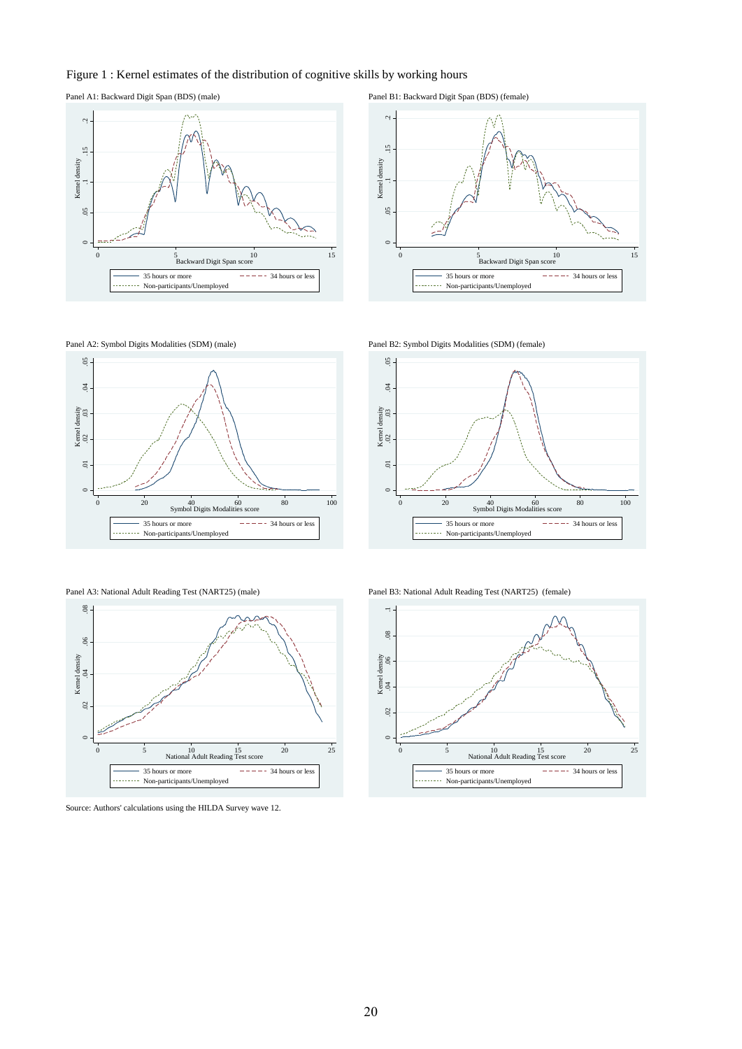Figure 1 : Kernel estimates of the distribution of cognitive skills by working hours

Panel A1: Backward Digit Span (BDS) (male)

Panel B1: Backward Digit Span (BDS) (female)

Panel A2: Symbol Digits Modalities (SDM) (male)

Panel B2: Symbol Digits Modalities (SDM) (female)

Panel A3: National Adult Reading Test (NART25) (male)

Panel B3: National Adult Reading Test (NART25) (female)

Source: Authors' calculations using the HILDA Survey wave 12.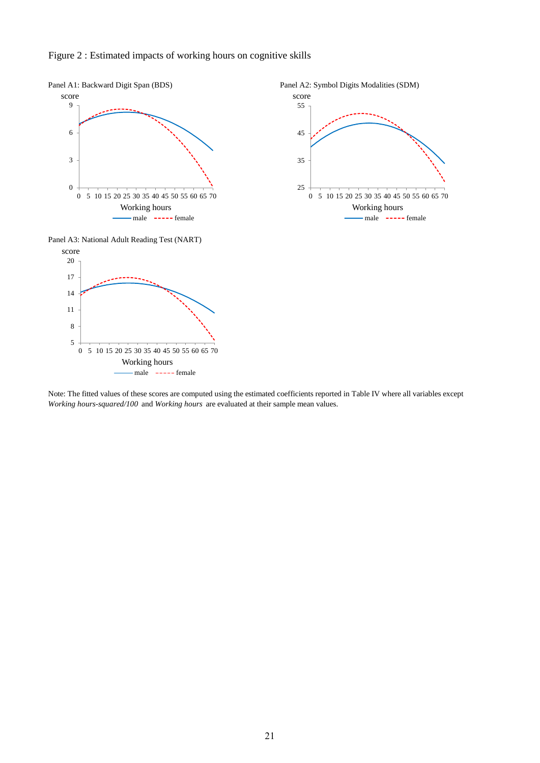Figure 2 : Estimated impacts of working hours on cognitive skills

Panel A1: Backward Digit Span (BDS)

Panel A2: Symbol Digits Modalities (SDM)

Panel A3: National Adult Reading Test (NART)

Note: The fitted values of these scores are computed using the estimated coefficients reported in Table IV where all variables except *Working hours-squared/100* and *Working hours* are evaluated at their sample mean values.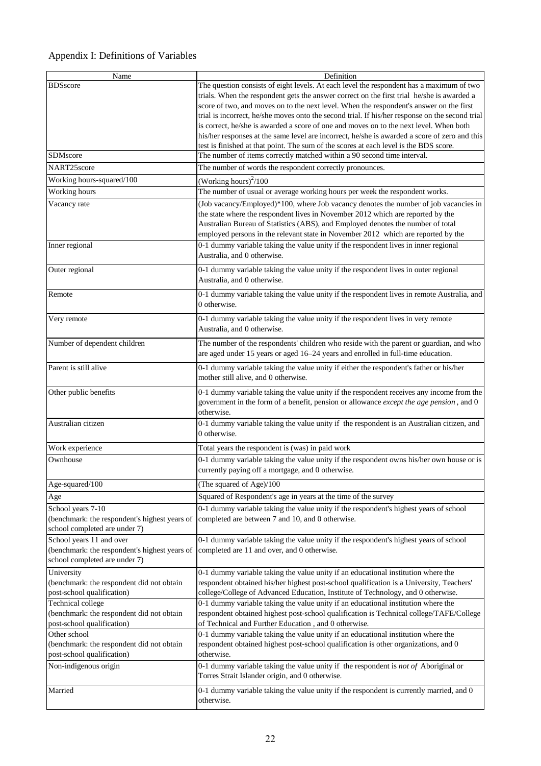Appendix I: Definitions of Variables

| Name | Definition |
| --- | --- |
| BDSscore | The question consists of eight levels. At each level the respondent has a maximum of two trials. When the respondent gets the answer correct on the first trial he/she is awarded a score of two, and moves on to the next level. When the respondent's answer on the first trial is incorrect, he/she moves onto the second trial. If his/her response on the second trial is correct, he/she is awarded a score of one and moves on to the next level. When both his/her responses at the same level are incorrect, he/she is awarded a score of zero and this test is finished at that point. The sum of the scores at each level is the BDS score. |
| SDMscore | The number of items correctly matched within a 90 second time interval. |
| NART25score | The number of words the respondent correctly pronounces. |
| Working hours-squared/100 | (Working hours)$^2$/100 |
| Working hours | The number of usual or average working hours per week the respondent works. |
| Vacancy rate | (Job vacancy/Employed)*100, where Job vacancy denotes the number of job vacancies in the state where the respondent lives in November 2012 which are reported by the Australian Bureau of Statistics (ABS), and Employed denotes the number of total employed persons in the relevant state in November 2012 which are reported by the |
| Inner regional | 0-1 dummy variable taking the value unity if the respondent lives in inner regional Australia, and 0 otherwise. |
| Outer regional | 0-1 dummy variable taking the value unity if the respondent lives in outer regional Australia, and 0 otherwise. |
| Remote | 0-1 dummy variable taking the value unity if the respondent lives in remote Australia, and 0 otherwise. |
| Very remote | 0-1 dummy variable taking the value unity if the respondent lives in very remote Australia, and 0 otherwise. |
| Number of dependent children | The number of the respondents' children who reside with the parent or guardian, and who are aged under 15 years or aged 16–24 years and enrolled in full-time education. |
| Parent is still alive | 0-1 dummy variable taking the value unity if either the respondent's father or his/her mother still alive, and 0 otherwise. |
| Other public benefits | 0-1 dummy variable taking the value unity if the respondent receives any income from the government in the form of a benefit, pension or allowance *except the age pension*, and 0 otherwise. |
| Australian citizen | 0-1 dummy variable taking the value unity if the respondent is an Australian citizen, and 0 otherwise. |
| Work experience | Total years the respondent is (was) in paid work |
| Ownhouse | 0-1 dummy variable taking the value unity if the respondent owns his/her own house or is currently paying off a mortgage, and 0 otherwise. |
| Age-squared/100 | (The squared of Age)/100 |
| Age | Squared of Respondent's age in years at the time of the survey |
| School years 7-10 (benchmark: the respondent's highest years of school completed are under 7) | 0-1 dummy variable taking the value unity if the respondent's highest years of school completed are between 7 and 10, and 0 otherwise. |
| School years 11 and over (benchmark: the respondent's highest years of school completed are under 7) | 0-1 dummy variable taking the value unity if the respondent's highest years of school completed are 11 and over, and 0 otherwise. |
| University (benchmark: the respondent did not obtain post-school qualification) | 0-1 dummy variable taking the value unity if an educational institution where the respondent obtained his/her highest post-school qualification is a University, Teachers' college/College of Advanced Education, Institute of Technology, and 0 otherwise. |
| Technical college (benchmark: the respondent did not obtain post-school qualification) | 0-1 dummy variable taking the value unity if an educational institution where the respondent obtained highest post-school qualification is Technical college/TAFE/College of Technical and Further Education , and 0 otherwise. |
| Other school (benchmark: the respondent did not obtain post-school qualification) | 0-1 dummy variable taking the value unity if an educational institution where the respondent obtained highest post-school qualification is other organizations, and 0 otherwise. |
| Non-indigenous origin | 0-1 dummy variable taking the value unity if the respondent is *not of* Aboriginal or Torres Strait Islander origin, and 0 otherwise. |
| Married | 0-1 dummy variable taking the value unity if the respondent is currently married, and 0 otherwise. |